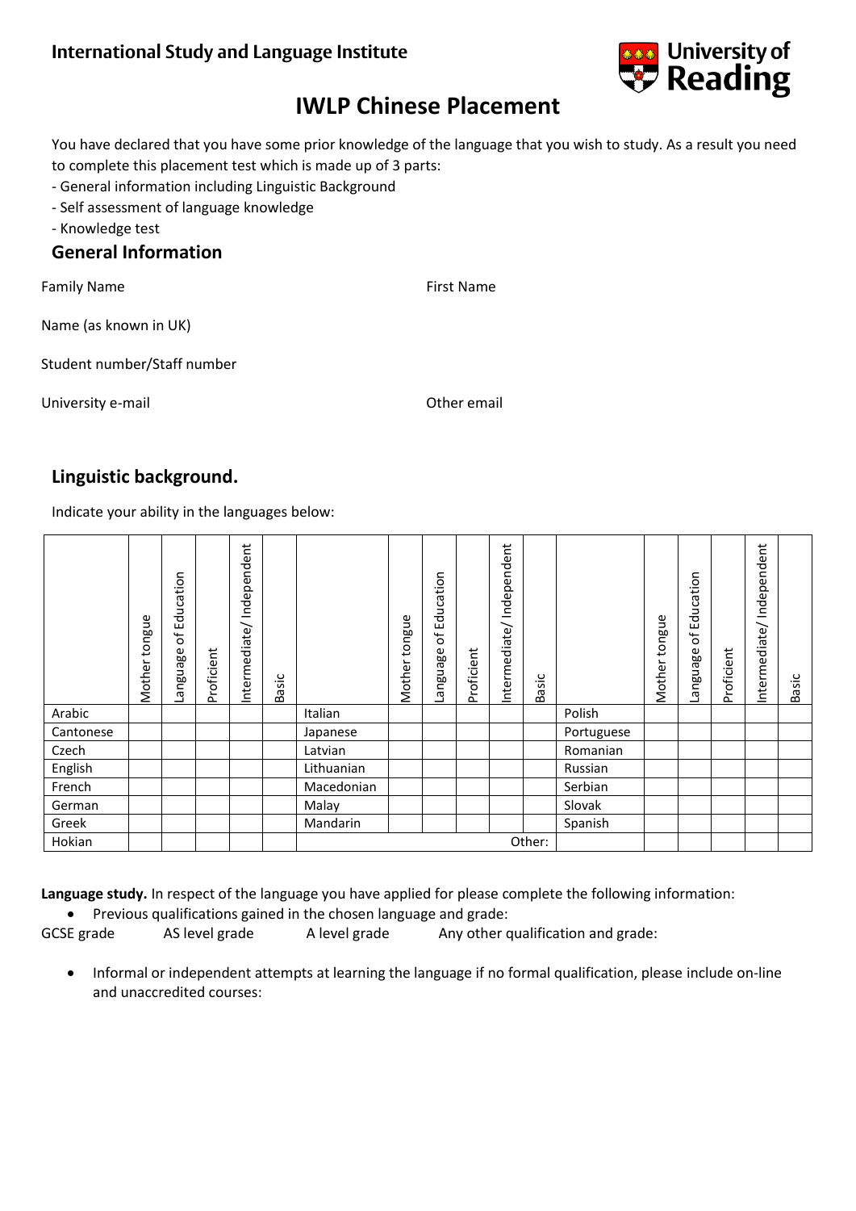## International Study and Language Institute

University of Reading

# IWLP Chinese Placement

You have declared that you have some prior knowledge of the language that you wish to study. As a result you need to complete this placement test which is made up of 3 parts:

- General information including Linguistic Background
- Self assessment of language knowledge
- Knowledge test

## General Information

Family Name

First Name

Name (as known in UK)

Student number/Staff number

University e-mail

Other email

## Linguistic background.

Indicate your ability in the languages below:

| | Mother tongue | Language of Education | Proficient | Intermediate/ Independent | Basic | | Mother tongue | Language of Education | Proficient | Intermediate/ Independent | Basic | | Mother tongue | Language of Education | Proficient | Intermediate/ Independent | Basic |
|---|---|---|---|---|---|---|---|---|---|---|---|---|---|---|---|---|---|
| Arabic | | | | | | Italian | | | | | | Polish | | | | | |
| Cantonese | | | | | | Japanese | | | | | | Portuguese | | | | | |
| Czech | | | | | | Latvian | | | | | | Romanian | | | | | |
| English | | | | | | Lithuanian | | | | | | Russian | | | | | |
| French | | | | | | Macedonian | | | | | | Serbian | | | | | |
| German | | | | | | Malay | | | | | | Slovak | | | | | |
| Greek | | | | | | Mandarin | | | | | | Spanish | | | | | |
| Hokian | | | | | | | | | | | Other: | | | | | | |

**Language study.** In respect of the language you have applied for please complete the following information:

- Previous qualifications gained in the chosen language and grade:

GCSE grade AS level grade A level grade Any other qualification and grade:

- Informal or independent attempts at learning the language if no formal qualification, please include on-line and unaccredited courses: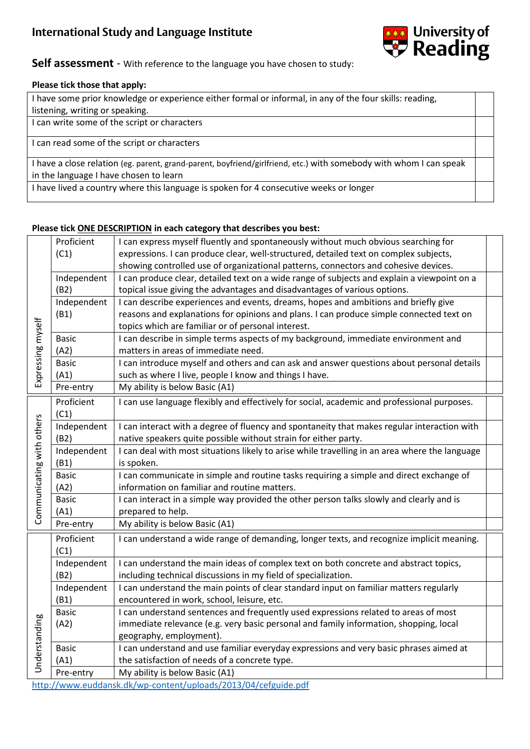## International Study and Language Institute

University of Reading

**Self assessment** - With reference to the language you have chosen to study:

**Please tick those that apply:**

| | |
|---|---|
| I have some prior knowledge or experience either formal or informal, in any of the four skills: reading, listening, writing or speaking. | |
| I can write some of the script or characters | |
| I can read some of the script or characters | |
| I have a close relation (eg. parent, grand-parent, boyfriend/girlfriend, etc.) with somebody with whom I can speak in the language I have chosen to learn | |
| I have lived a country where this language is spoken for 4 consecutive weeks or longer | |

**Please tick <u>ONE DESCRIPTION</u> in each category that describes you best:**

| Category | Level | Description | |
|---|---|---|---|
| Expressing myself | Proficient (C1) | I can express myself fluently and spontaneously without much obvious searching for expressions. I can produce clear, well-structured, detailed text on complex subjects, showing controlled use of organizational patterns, connectors and cohesive devices. | |
| | Independent (B2) | I can produce clear, detailed text on a wide range of subjects and explain a viewpoint on a topical issue giving the advantages and disadvantages of various options. | |
| | Independent (B1) | I can describe experiences and events, dreams, hopes and ambitions and briefly give reasons and explanations for opinions and plans. I can produce simple connected text on topics which are familiar or of personal interest. | |
| | Basic (A2) | I can describe in simple terms aspects of my background, immediate environment and matters in areas of immediate need. | |
| | Basic (A1) | I can introduce myself and others and can ask and answer questions about personal details such as where I live, people I know and things I have. | |
| | Pre-entry | My ability is below Basic (A1) | |
| Communicating with others | Proficient (C1) | I can use language flexibly and effectively for social, academic and professional purposes. | |
| | Independent (B2) | I can interact with a degree of fluency and spontaneity that makes regular interaction with native speakers quite possible without strain for either party. | |
| | Independent (B1) | I can deal with most situations likely to arise while travelling in an area where the language is spoken. | |
| | Basic (A2) | I can communicate in simple and routine tasks requiring a simple and direct exchange of information on familiar and routine matters. | |
| | Basic (A1) | I can interact in a simple way provided the other person talks slowly and clearly and is prepared to help. | |
| | Pre-entry | My ability is below Basic (A1) | |
| Understanding | Proficient (C1) | I can understand a wide range of demanding, longer texts, and recognize implicit meaning. | |
| | Independent (B2) | I can understand the main ideas of complex text on both concrete and abstract topics, including technical discussions in my field of specialization. | |
| | Independent (B1) | I can understand the main points of clear standard input on familiar matters regularly encountered in work, school, leisure, etc. | |
| | Basic (A2) | I can understand sentences and frequently used expressions related to areas of most immediate relevance (e.g. very basic personal and family information, shopping, local geography, employment). | |
| | Basic (A1) | I can understand and use familiar everyday expressions and very basic phrases aimed at the satisfaction of needs of a concrete type. | |
| | Pre-entry | My ability is below Basic (A1) | |

http://www.euddansk.dk/wp-content/uploads/2013/04/cefguide.pdf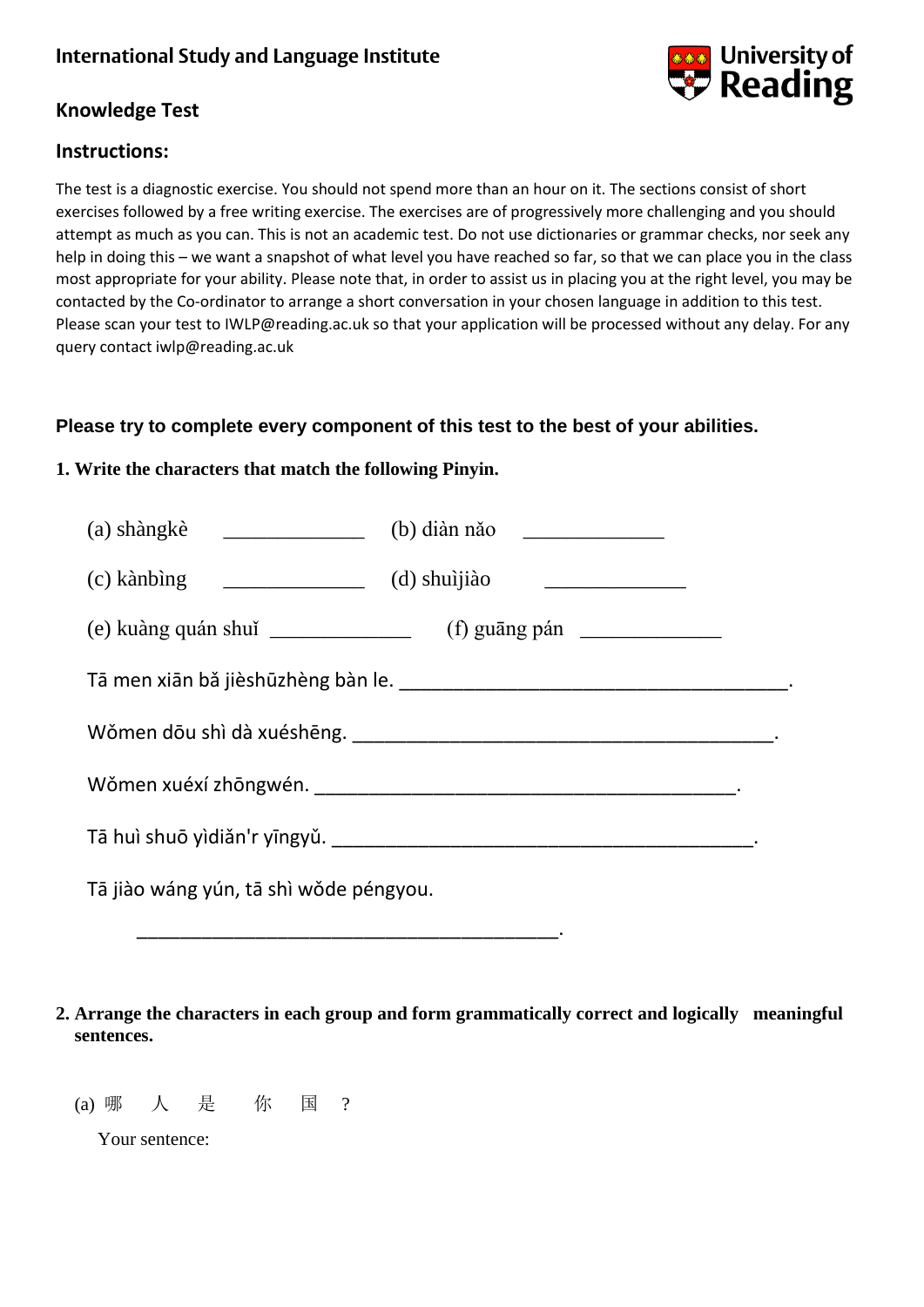**International Study and Language Institute**

**Knowledge Test**

## Instructions:

The test is a diagnostic exercise. You should not spend more than an hour on it. The sections consist of short exercises followed by a free writing exercise. The exercises are of progressively more challenging and you should attempt as much as you can. This is not an academic test. Do not use dictionaries or grammar checks, nor seek any help in doing this – we want a snapshot of what level you have reached so far, so that we can place you in the class most appropriate for your ability. Please note that, in order to assist us in placing you at the right level, you may be contacted by the Co-ordinator to arrange a short conversation in your chosen language in addition to this test. Please scan your test to IWLP@reading.ac.uk so that your application will be processed without any delay. For any query contact iwlp@reading.ac.uk

**Please try to complete every component of this test to the best of your abilities.**

**1. Write the characters that match the following Pinyin.**

(a) shàngkè _____________ (b) diàn nǎo _____________

(c) kànbìng _____________ (d) shuìjiào _____________

(e) kuàng quán shuǐ _____________ (f) guāng pán _____________

Tā men xiān bǎ jièshūzhèng bàn le. ___________________________________.

Wǒmen dōu shì dà xuéshēng. _______________________________________.

Wǒmen xuéxí zhōngwén. _______________________________________.

Tā huì shuō yìdiǎn'r yīngyǔ. _______________________________________.

Tā jiào wáng yún, tā shì wǒde péngyou.

_______________________________________.

**2. Arrange the characters in each group and form grammatically correct and logically meaningful sentences.**

(a) 哪 人 是 你 国 ?

Your sentence: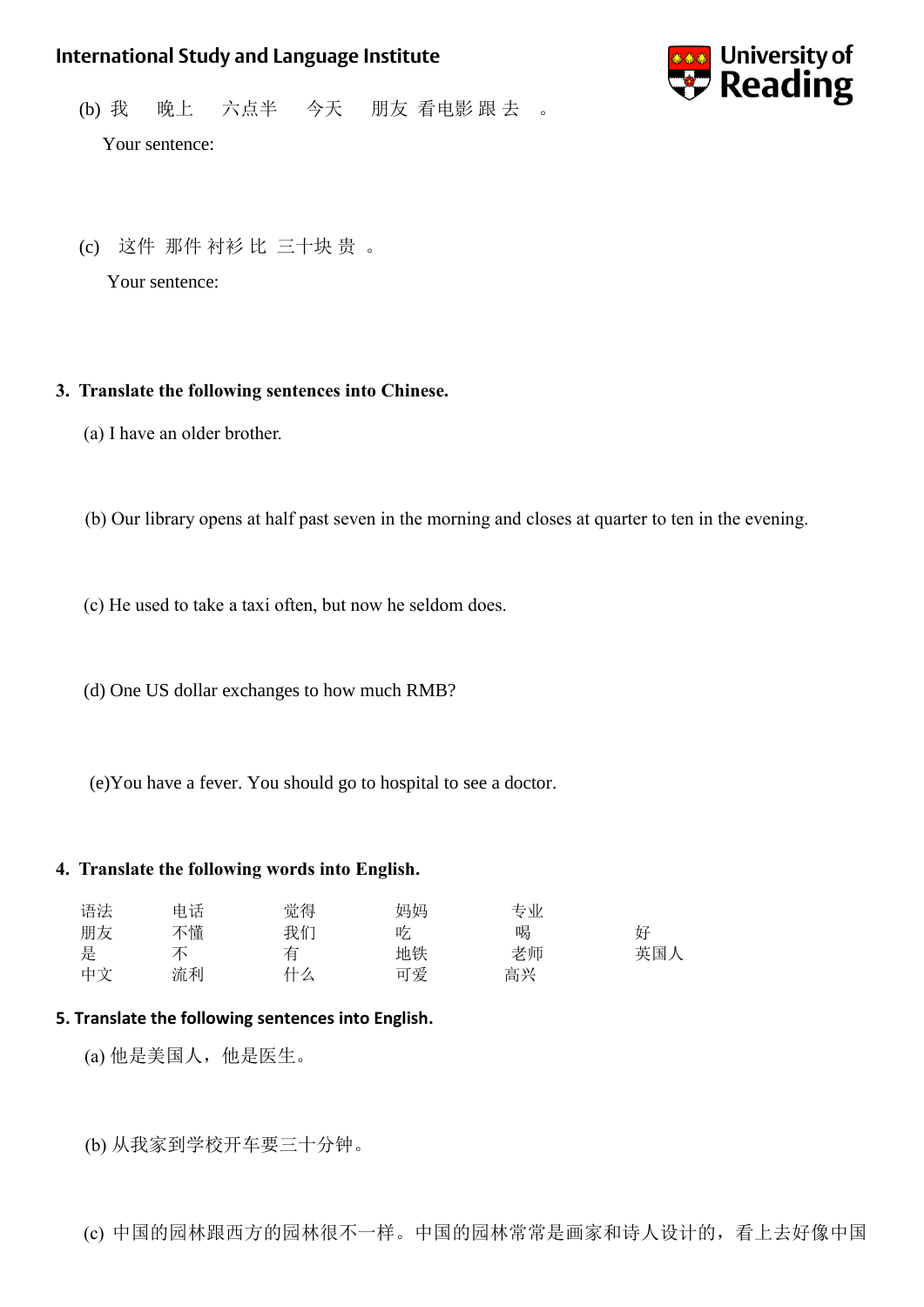(b) 我　晚上　六点半　今天　朋友 看电影 跟 去　。

Your sentence:

(c) 这件 那件 衬衫 比 三十块 贵 。

Your sentence:

**3. Translate the following sentences into Chinese.**

(a) I have an older brother.

(b) Our library opens at half past seven in the morning and closes at quarter to ten in the evening.

(c) He used to take a taxi often, but now he seldom does.

(d) One US dollar exchanges to how much RMB?

(e)You have a fever. You should go to hospital to see a doctor.

**4. Translate the following words into English.**

| 语法 | 电话 | 觉得 | 妈妈 | 专业 | |
|---|---|---|---|---|---|
| 朋友 | 不懂 | 我们 | 吃 | 喝 | 好 |
| 是 | 不 | 有 | 地铁 | 老师 | 英国人 |
| 中文 | 流利 | 什么 | 可爱 | 高兴 | |

**5. Translate the following sentences into English.**

(a) 他是美国人，他是医生。

(b) 从我家到学校开车要三十分钟。

(c) 中国的园林跟西方的园林很不一样。中国的园林常常是画家和诗人设计的，看上去好像中国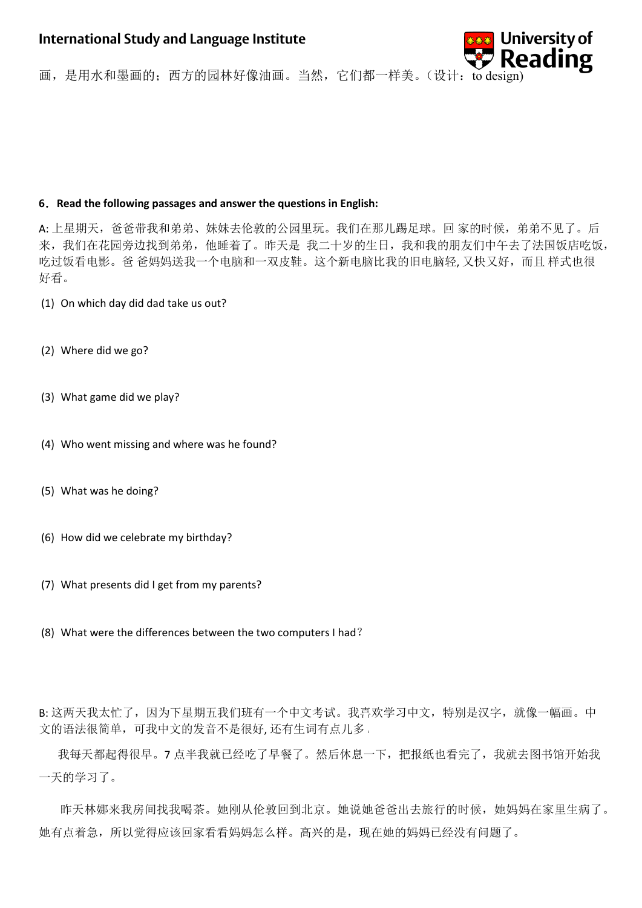画，是用水和墨画的；西方的园林好像油画。当然，它们都一样美。（设计：to design)

**6．Read the following passages and answer the questions in English:**

A: 上星期天，爸爸带我和弟弟、妹妹去伦敦的公园里玩。我们在那儿踢足球。回 家的时候，弟弟不见了。后来，我们在花园旁边找到弟弟，他睡着了。昨天是 我二十岁的生日，我和我的朋友们中午去了法国饭店吃饭，吃过饭看电影。爸 爸妈妈送我一个电脑和一双皮鞋。这个新电脑比我的旧电脑轻, 又快又好，而且 样式也很好看。

(1) On which day did dad take us out?

(2) Where did we go?

(3) What game did we play?

(4) Who went missing and where was he found?

(5) What was he doing?

(6) How did we celebrate my birthday?

(7) What presents did I get from my parents?

(8) What were the differences between the two computers I had？

B: 这两天我太忙了，因为下星期五我们班有一个中文考试。我喜欢学习中文，特别是汉字，就像一幅画。中文的语法很简单，可我中文的发音不是很好, 还有生词有点儿多，

我每天都起得很早。7 点半我就已经吃了早餐了。然后休息一下，把报纸也看完了，我就去图书馆开始我一天的学习了。

昨天林娜来我房间找我喝茶。她刚从伦敦回到北京。她说她爸爸出去旅行的时候，她妈妈在家里生病了。她有点着急，所以觉得应该回家看看妈妈怎么样。高兴的是，现在她的妈妈已经没有问题了。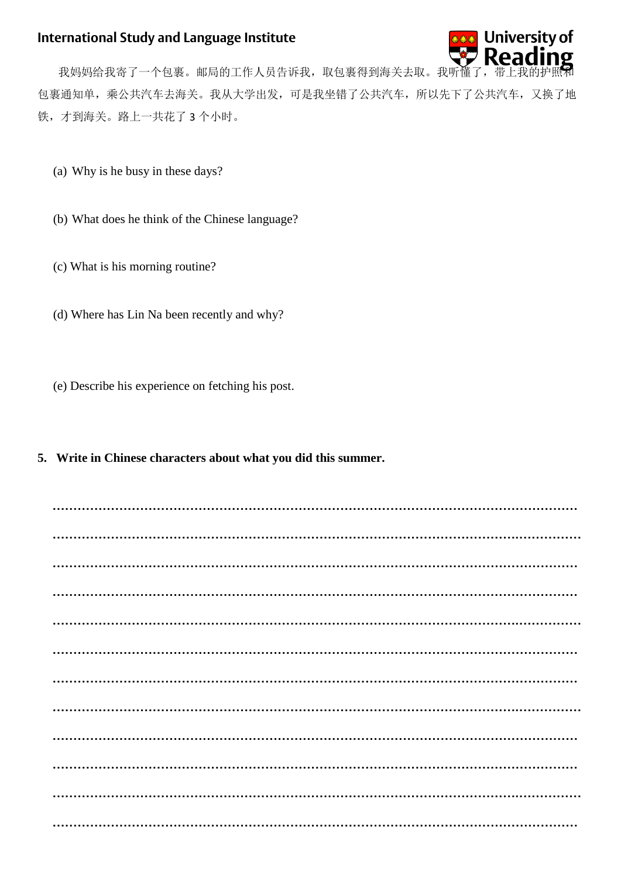我妈妈给我寄了一个包裹。邮局的工作人员告诉我，取包裹得到海关去取。我听懂了，带上我的护照和包裹通知单，乘公共汽车去海关。我从大学出发，可是我坐错了公共汽车，所以先下了公共汽车，又换了地铁，才到海关。路上一共花了 3 个小时。

(a) Why is he busy in these days?

(b) What does he think of the Chinese language?

(c) What is his morning routine?

(d) Where has Lin Na been recently and why?

(e) Describe his experience on fetching his post.

**5. Write in Chinese characters about what you did this summer.**

……………………………………………………………………………………………………

……………………………………………………………………………………………………

……………………………………………………………………………………………………

……………………………………………………………………………………………………

……………………………………………………………………………………………………

……………………………………………………………………………………………………

……………………………………………………………………………………………………

……………………………………………………………………………………………………

……………………………………………………………………………………………………

……………………………………………………………………………………………………

……………………………………………………………………………………………………

……………………………………………………………………………………………………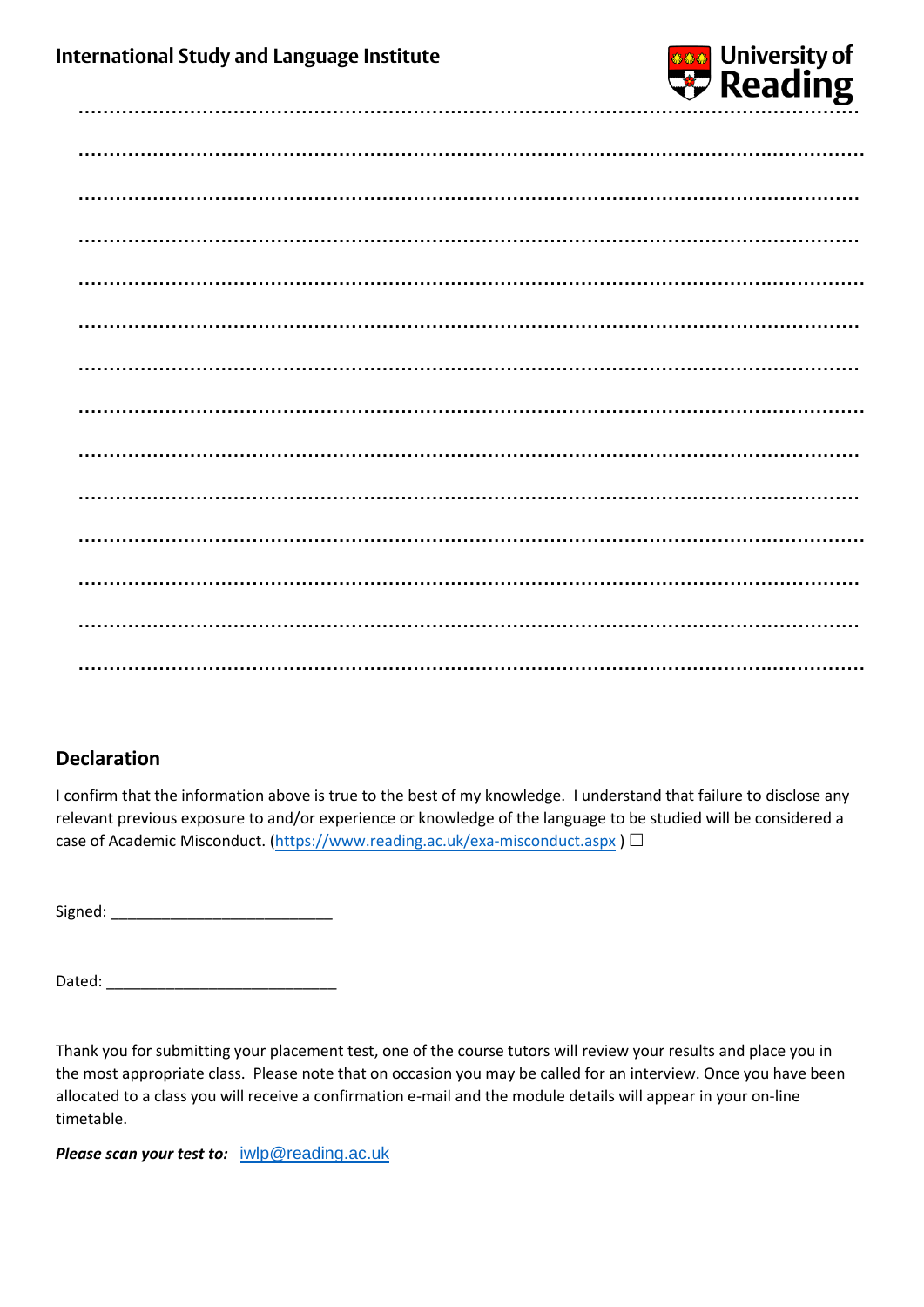.................................................................................................................................

.................................................................................................................................

.................................................................................................................................

.................................................................................................................................

.................................................................................................................................

.................................................................................................................................

.................................................................................................................................

.................................................................................................................................

.................................................................................................................................

.................................................................................................................................

.................................................................................................................................

.................................................................................................................................

.................................................................................................................................

.................................................................................................................................

## Declaration

I confirm that the information above is true to the best of my knowledge. I understand that failure to disclose any relevant previous exposure to and/or experience or knowledge of the language to be studied will be considered a case of Academic Misconduct. (https://www.reading.ac.uk/exa-misconduct.aspx ) ☐

Signed: ___________________________

Dated: ____________________________

Thank you for submitting your placement test, one of the course tutors will review your results and place you in the most appropriate class. Please note that on occasion you may be called for an interview. Once you have been allocated to a class you will receive a confirmation e-mail and the module details will appear in your on-line timetable.

***Please scan your test to:*** iwlp@reading.ac.uk